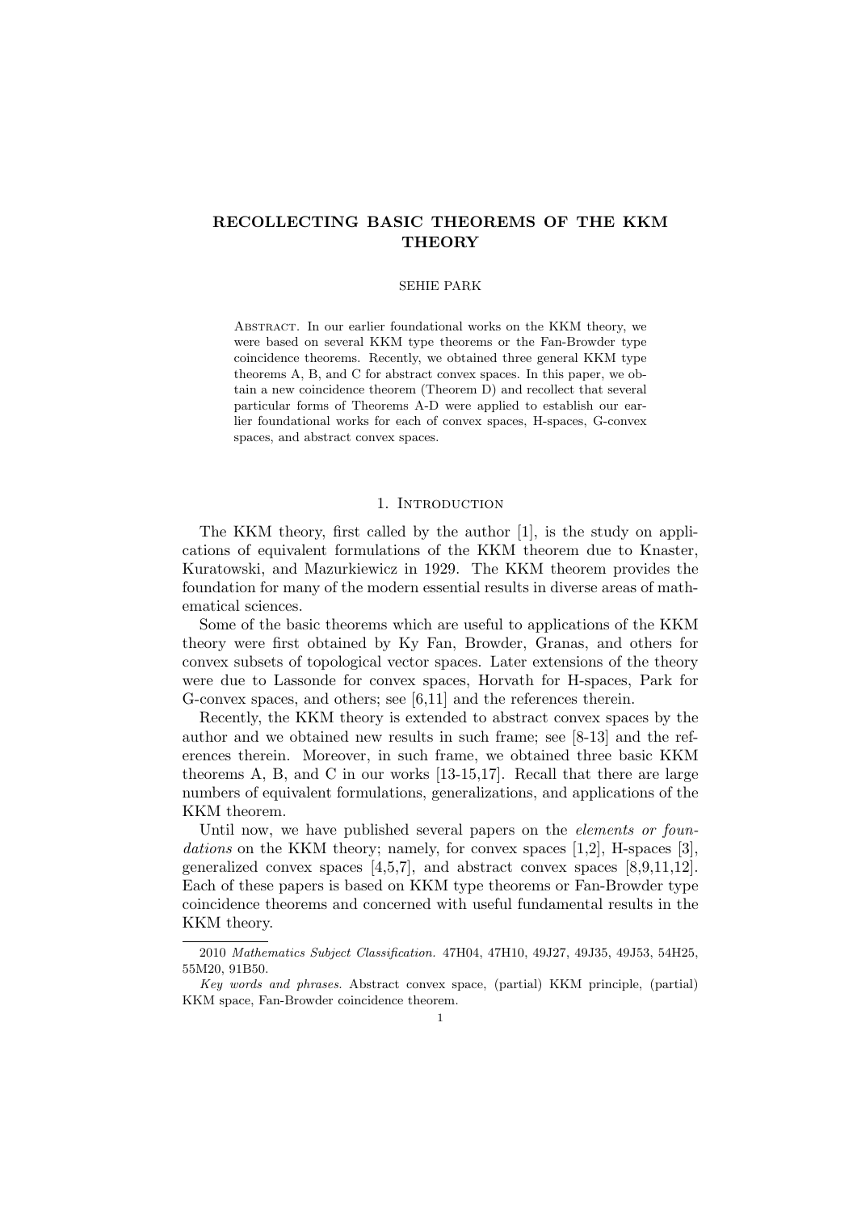# RECOLLECTING BASIC THEOREMS OF THE KKM THEORY

SEHIE PARK

Abstract. In our earlier foundational works on the KKM theory, we were based on several KKM type theorems or the Fan-Browder type coincidence theorems. Recently, we obtained three general KKM type theorems A, B, and C for abstract convex spaces. In this paper, we obtain a new coincidence theorem (Theorem D) and recollect that several particular forms of Theorems A-D were applied to establish our earlier foundational works for each of convex spaces, H-spaces, G-convex spaces, and abstract convex spaces.

## 1. Introduction

The KKM theory, first called by the author [1], is the study on applications of equivalent formulations of the KKM theorem due to Knaster, Kuratowski, and Mazurkiewicz in 1929. The KKM theorem provides the foundation for many of the modern essential results in diverse areas of mathematical sciences.

Some of the basic theorems which are useful to applications of the KKM theory were first obtained by Ky Fan, Browder, Granas, and others for convex subsets of topological vector spaces. Later extensions of the theory were due to Lassonde for convex spaces, Horvath for H-spaces, Park for G-convex spaces, and others; see [6,11] and the references therein.

Recently, the KKM theory is extended to abstract convex spaces by the author and we obtained new results in such frame; see [8-13] and the references therein. Moreover, in such frame, we obtained three basic KKM theorems A, B, and C in our works [13-15,17]. Recall that there are large numbers of equivalent formulations, generalizations, and applications of the KKM theorem.

Until now, we have published several papers on the *elements or foundations* on the KKM theory; namely, for convex spaces [1,2], H-spaces [3], generalized convex spaces [4,5,7], and abstract convex spaces [8,9,11,12]. Each of these papers is based on KKM type theorems or Fan-Browder type coincidence theorems and concerned with useful fundamental results in the KKM theory.

2010 *Mathematics Subject Classification.* 47H04, 47H10, 49J27, 49J35, 49J53, 54H25, 55M20, 91B50.

*Key words and phrases.* Abstract convex space, (partial) KKM principle, (partial) KKM space, Fan-Browder coincidence theorem.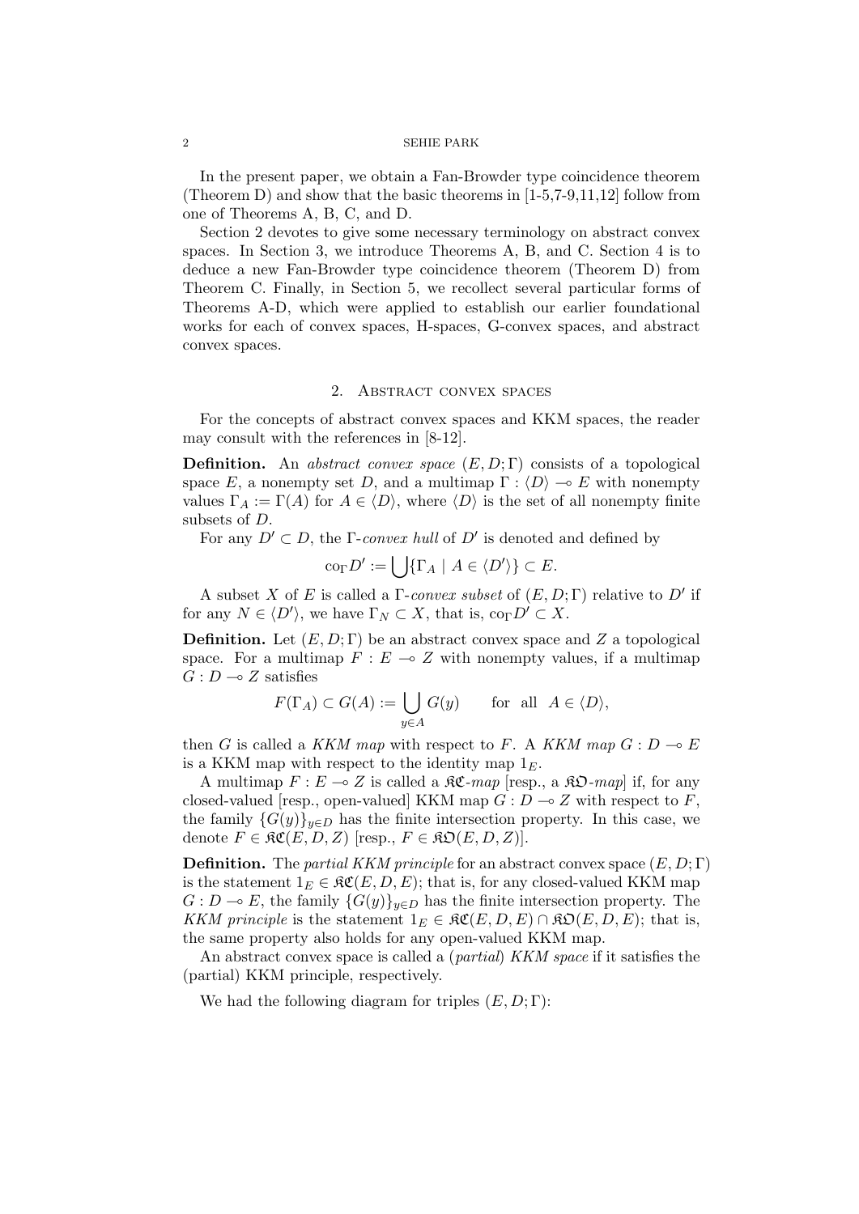In the present paper, we obtain a Fan-Browder type coincidence theorem (Theorem D) and show that the basic theorems in [1-5,7-9,11,12] follow from one of Theorems A, B, C, and D.

Section 2 devotes to give some necessary terminology on abstract convex spaces. In Section 3, we introduce Theorems A, B, and C. Section 4 is to deduce a new Fan-Browder type coincidence theorem (Theorem D) from Theorem C. Finally, in Section 5, we recollect several particular forms of Theorems A-D, which were applied to establish our earlier foundational works for each of convex spaces, H-spaces, G-convex spaces, and abstract convex spaces.

## 2. Abstract convex spaces

For the concepts of abstract convex spaces and KKM spaces, the reader may consult with the references in [8-12].

**Definition.** An *abstract convex space* $(E, D; \Gamma)$ consists of a topological space $E$, a nonempty set $D$, and a multimap $\Gamma : \langle D \rangle \multimap E$ with nonempty values $\Gamma_A := \Gamma(A)$ for $A \in \langle D \rangle$, where $\langle D \rangle$ is the set of all nonempty finite subsets of $D$.

For any $D' \subset D$, the $\Gamma$-*convex hull* of $D'$ is denoted and defined by

$$\mathrm{co}_\Gamma D' := \bigcup \{\Gamma_A \mid A \in \langle D' \rangle\} \subset E.$$

A subset $X$ of $E$ is called a $\Gamma$-*convex subset* of $(E, D; \Gamma)$ relative to $D'$ if for any $N \in \langle D' \rangle$, we have $\Gamma_N \subset X$, that is, $\mathrm{co}_\Gamma D' \subset X$.

**Definition.** Let $(E, D; \Gamma)$ be an abstract convex space and $Z$ a topological space. For a multimap $F : E \multimap Z$ with nonempty values, if a multimap $G : D \multimap Z$ satisfies

$$F(\Gamma_A) \subset G(A) := \bigcup_{y \in A} G(y) \qquad \text{for all} \quad A \in \langle D \rangle,$$

then $G$ is called a *KKM map* with respect to $F$. A *KKM map* $G : D \multimap E$ is a KKM map with respect to the identity map $1_E$.

A multimap $F : E \multimap Z$ is called a $\mathfrak{KC}$-*map* [resp., a $\mathfrak{KO}$-*map*] if, for any closed-valued [resp., open-valued] KKM map $G : D \multimap Z$ with respect to $F$, the family $\{G(y)\}_{y \in D}$ has the finite intersection property. In this case, we denote $F \in \mathfrak{KC}(E, D, Z)$ [resp., $F \in \mathfrak{KO}(E, D, Z)$].

**Definition.** The *partial KKM principle* for an abstract convex space $(E, D; \Gamma)$ is the statement $1_E \in \mathfrak{KC}(E, D, E)$; that is, for any closed-valued KKM map $G : D \multimap E$, the family $\{G(y)\}_{y \in D}$ has the finite intersection property. The *KKM principle* is the statement $1_E \in \mathfrak{KC}(E, D, E) \cap \mathfrak{KO}(E, D, E)$; that is, the same property also holds for any open-valued KKM map.

An abstract convex space is called a (*partial*) *KKM space* if it satisfies the (partial) KKM principle, respectively.

We had the following diagram for triples $(E, D; \Gamma)$: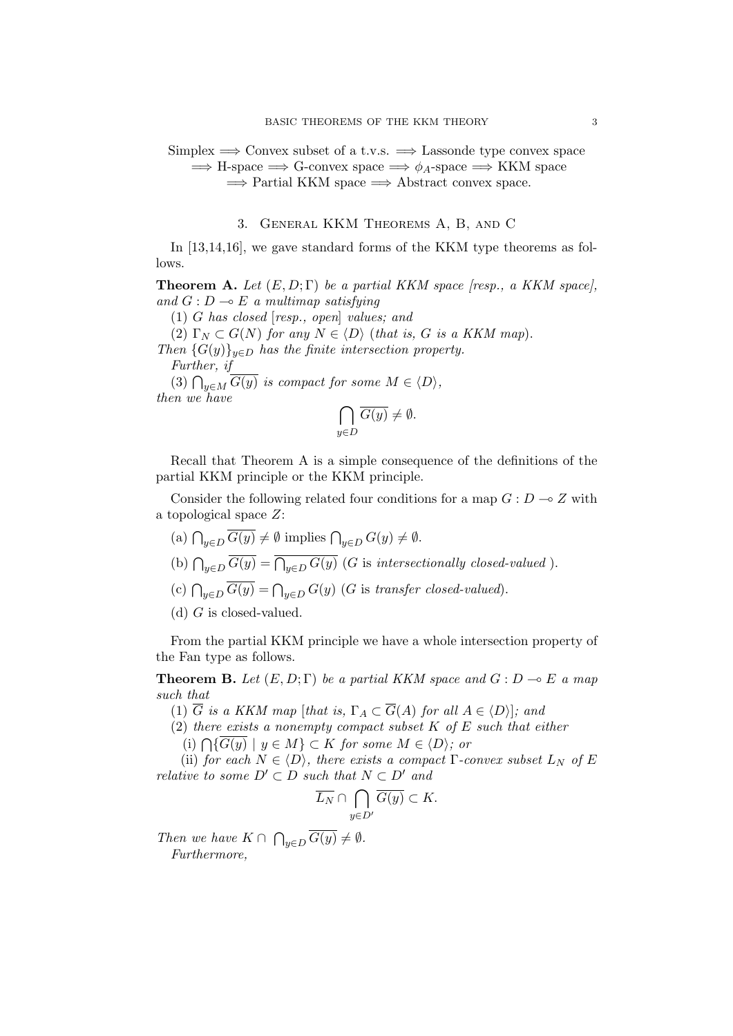Simplex $\Longrightarrow$ Convex subset of a t.v.s. $\Longrightarrow$ Lassonde type convex space $\Longrightarrow$ H-space $\Longrightarrow$ G-convex space $\Longrightarrow$ $\phi_A$-space $\Longrightarrow$ KKM space $\Longrightarrow$ Partial KKM space $\Longrightarrow$ Abstract convex space.

## 3. General KKM Theorems A, B, and C

In [13,14,16], we gave standard forms of the KKM type theorems as follows.

**Theorem A.** *Let $(E, D; \Gamma)$ be a partial KKM space [resp., a KKM space], and $G : D \multimap E$ a multimap satisfying*

*(1) $G$ has closed [resp., open] values; and*

*(2) $\Gamma_N \subset G(N)$ for any $N \in \langle D \rangle$ (that is, $G$ is a KKM map).*

*Then $\{G(y)\}_{y \in D}$ has the finite intersection property.*

*Further, if*

*(3) $\bigcap_{y \in M} \overline{G(y)}$ is compact for some $M \in \langle D \rangle$,*

*then we have*

$$\bigcap_{y \in D} \overline{G(y)} \neq \emptyset.$$

Recall that Theorem A is a simple consequence of the definitions of the partial KKM principle or the KKM principle.

Consider the following related four conditions for a map $G : D \multimap Z$ with a topological space $Z$:

(a) $\bigcap_{y \in D} \overline{G(y)} \neq \emptyset$ implies $\bigcap_{y \in D} G(y) \neq \emptyset$.

(b) $\bigcap_{y \in D} \overline{G(y)} = \overline{\bigcap_{y \in D} G(y)}$ ($G$ is *intersectionally closed-valued* ).

(c) $\bigcap_{y \in D} \overline{G(y)} = \bigcap_{y \in D} G(y)$ ($G$ is *transfer closed-valued*).

(d) $G$ is closed-valued.

From the partial KKM principle we have a whole intersection property of the Fan type as follows.

**Theorem B.** *Let $(E, D; \Gamma)$ be a partial KKM space and $G : D \multimap E$ a map such that*

*(1) $\overline{G}$ is a KKM map [that is, $\Gamma_A \subset \overline{G}(A)$ for all $A \in \langle D \rangle$]; and*

*(2) there exists a nonempty compact subset $K$ of $E$ such that either*

*(i) $\bigcap \{\overline{G(y)} \mid y \in M\} \subset K$ for some $M \in \langle D \rangle$; or*

*(ii) for each $N \in \langle D \rangle$, there exists a compact $\Gamma$-convex subset $L_N$ of $E$ relative to some $D' \subset D$ such that $N \subset D'$ and*

$$\overline{L_N} \cap \bigcap_{y \in D'} \overline{G(y)} \subset K.$$

*Then we have $K \cap \bigcap_{y \in D} \overline{G(y)} \neq \emptyset$.*

*Furthermore,*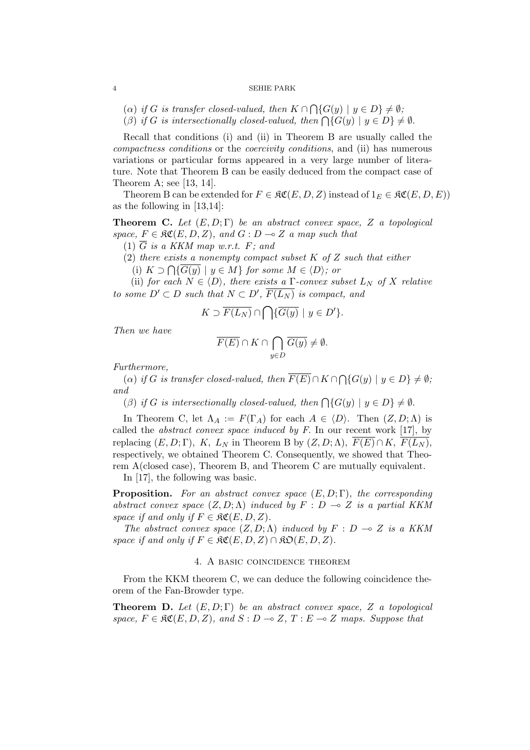($\alpha$) *if $G$ is transfer closed-valued, then $K \cap \bigcap\{G(y) \mid y \in D\} \neq \emptyset$;*

($\beta$) *if $G$ is intersectionally closed-valued, then $\bigcap\{G(y) \mid y \in D\} \neq \emptyset$.*

Recall that conditions (i) and (ii) in Theorem B are usually called the *compactness conditions* or the *coercivity conditions*, and (ii) has numerous variations or particular forms appeared in a very large number of literature. Note that Theorem B can be easily deduced from the compact case of Theorem A; see [13, 14].

Theorem B can be extended for $F \in \mathfrak{KC}(E, D, Z)$ instead of $1_E \in \mathfrak{KC}(E, D, E)$) as the following in [13,14]:

**Theorem C.** *Let $(E, D; \Gamma)$ be an abstract convex space, $Z$ a topological space, $F \in \mathfrak{KC}(E, D, Z)$, and $G : D \multimap Z$ a map such that*

(1) *$\overline{G}$ is a KKM map w.r.t. $F$; and*

(2) *there exists a nonempty compact subset $K$ of $Z$ such that either*

(i) *$K \supset \bigcap\{\overline{G(y)} \mid y \in M\}$ for some $M \in \langle D\rangle$; or*

(ii) *for each $N \in \langle D\rangle$, there exists a $\Gamma$-convex subset $L_N$ of $X$ relative to some $D' \subset D$ such that $N \subset D'$, $\overline{F(L_N)}$ is compact, and*

$$K \supset \overline{F(L_N)} \cap \bigcap\{\overline{G(y)} \mid y \in D'\}.$$

*Then we have*

$$\overline{F(E)} \cap K \cap \bigcap_{y \in D} \overline{G(y)} \neq \emptyset.$$

*Furthermore,*

($\alpha$) *if $G$ is transfer closed-valued, then $\overline{F(E)} \cap K \cap \bigcap\{G(y) \mid y \in D\} \neq \emptyset$; and*

($\beta$) *if $G$ is intersectionally closed-valued, then $\bigcap\{G(y) \mid y \in D\} \neq \emptyset$.*

In Theorem C, let $\Lambda_A := F(\Gamma_A)$ for each $A \in \langle D\rangle$. Then $(Z, D; \Lambda)$ is called the *abstract convex space induced by* $F$. In our recent work [17], by replacing $(E, D; \Gamma)$, $K$, $L_N$ in Theorem B by $(Z, D; \Lambda)$, $\overline{F(E)} \cap K$, $\overline{F(L_N)}$, respectively, we obtained Theorem C. Consequently, we showed that Theorem A(closed case), Theorem B, and Theorem C are mutually equivalent.

In [17], the following was basic.

**Proposition.** *For an abstract convex space $(E, D; \Gamma)$, the corresponding abstract convex space $(Z, D; \Lambda)$ induced by $F : D \multimap Z$ is a partial KKM space if and only if $F \in \mathfrak{KC}(E, D, Z)$.*

*The abstract convex space $(Z, D; \Lambda)$ induced by $F : D \multimap Z$ is a KKM space if and only if $F \in \mathfrak{KC}(E, D, Z) \cap \mathfrak{KO}(E, D, Z)$.*

## 4. A basic coincidence theorem

From the KKM theorem C, we can deduce the following coincidence theorem of the Fan-Browder type.

**Theorem D.** *Let $(E, D; \Gamma)$ be an abstract convex space, $Z$ a topological space, $F \in \mathfrak{KC}(E, D, Z)$, and $S : D \multimap Z$, $T : E \multimap Z$ maps. Suppose that*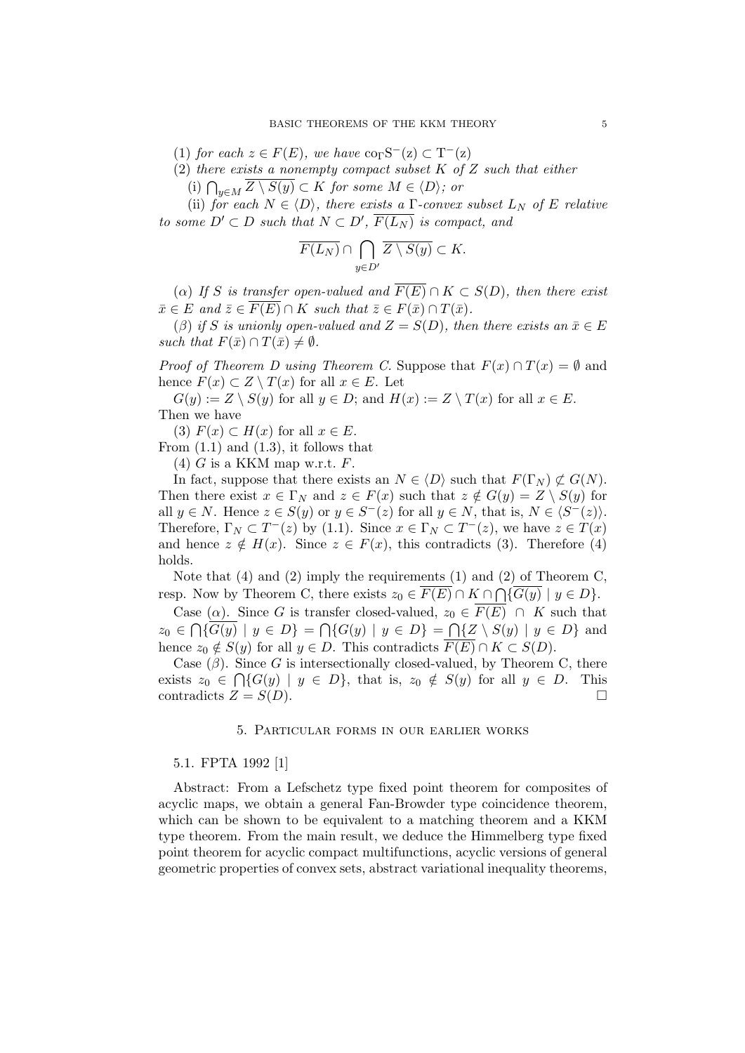(1) *for each* $z \in F(E)$, *we have* $\mathrm{co}_\Gamma S^-(z) \subset T^-(z)$

(2) *there exists a nonempty compact subset* $K$ *of* $Z$ *such that either*

(i) $\bigcap_{y\in M} \overline{Z \setminus S(y)} \subset K$ *for some* $M \in \langle D\rangle$; *or*

(ii) *for each* $N \in \langle D\rangle$, *there exists a* $\Gamma$*-convex subset* $L_N$ *of* $E$ *relative to some* $D' \subset D$ *such that* $N \subset D'$, $\overline{F(L_N)}$ *is compact, and*

$$\overline{F(L_N)} \cap \bigcap_{y\in D'} \overline{Z \setminus S(y)} \subset K.$$

($\alpha$) *If* $S$ *is transfer open-valued and* $\overline{F(E)} \cap K \subset S(D)$, *then there exist* $\bar{x} \in E$ *and* $\bar{z} \in \overline{F(E)} \cap K$ *such that* $\bar{z} \in F(\bar{x}) \cap T(\bar{x})$.

($\beta$) *if* $S$ *is unionly open-valued and* $Z = S(D)$, *then there exists an* $\bar{x} \in E$ *such that* $F(\bar{x}) \cap T(\bar{x}) \neq \emptyset$.

*Proof of Theorem D using Theorem C.* Suppose that $F(x) \cap T(x) = \emptyset$ and hence $F(x) \subset Z \setminus T(x)$ for all $x \in E$. Let

$G(y) := Z \setminus S(y)$ for all $y \in D$; and $H(x) := Z \setminus T(x)$ for all $x \in E$.

Then we have

(3) $F(x) \subset H(x)$ for all $x \in E$.

From (1.1) and (1.3), it follows that

(4) $G$ is a KKM map w.r.t. $F$.

In fact, suppose that there exists an $N \in \langle D\rangle$ such that $F(\Gamma_N) \not\subset G(N)$. Then there exist $x \in \Gamma_N$ and $z \in F(x)$ such that $z \notin G(y) = Z \setminus S(y)$ for all $y \in N$. Hence $z \in S(y)$ or $y \in S^-(z)$ for all $y \in N$, that is, $N \in \langle S^-(z)\rangle$. Therefore, $\Gamma_N \subset T^-(z)$ by (1.1). Since $x \in \Gamma_N \subset T^-(z)$, we have $z \in T(x)$ and hence $z \notin H(x)$. Since $z \in F(x)$, this contradicts (3). Therefore (4) holds.

Note that (4) and (2) imply the requirements (1) and (2) of Theorem C, resp. Now by Theorem C, there exists $z_0 \in \overline{F(E)} \cap K \cap \bigcap\{\overline{G(y)} \mid y \in D\}$.

Case ($\alpha$). Since $G$ is transfer closed-valued, $z_0 \in \overline{F(E)} \cap K$ such that $z_0 \in \bigcap\{\overline{G(y)} \mid y \in D\} = \bigcap\{G(y) \mid y \in D\} = \bigcap\{Z \setminus S(y) \mid y \in D\}$ and hence $z_0 \notin S(y)$ for all $y \in D$. This contradicts $\overline{F(E)} \cap K \subset S(D)$.

Case ($\beta$). Since $G$ is intersectionally closed-valued, by Theorem C, there exists $z_0 \in \bigcap\{G(y) \mid y \in D\}$, that is, $z_0 \notin S(y)$ for all $y \in D$. This contradicts $Z = S(D)$. □

## 5. Particular forms in our earlier works

### 5.1. FPTA 1992 [1]

Abstract: From a Lefschetz type fixed point theorem for composites of acyclic maps, we obtain a general Fan-Browder type coincidence theorem, which can be shown to be equivalent to a matching theorem and a KKM type theorem. From the main result, we deduce the Himmelberg type fixed point theorem for acyclic compact multifunctions, acyclic versions of general geometric properties of convex sets, abstract variational inequality theorems,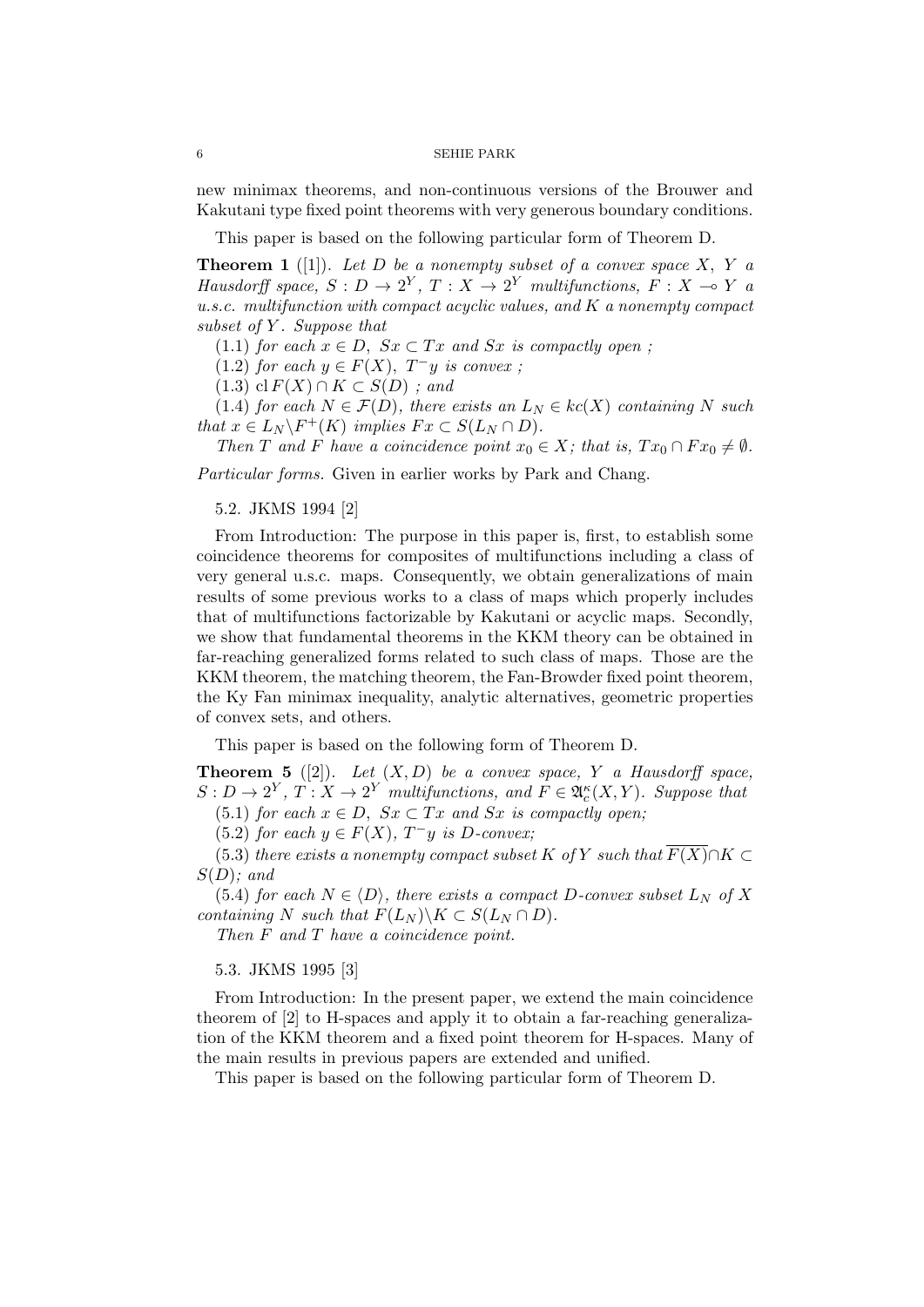new minimax theorems, and non-continuous versions of the Brouwer and Kakutani type fixed point theorems with very generous boundary conditions.

This paper is based on the following particular form of Theorem D.

**Theorem 1** ([1]). *Let $D$ be a nonempty subset of a convex space $X$, $Y$ a Hausdorff space, $S : D \to 2^Y$, $T : X \to 2^Y$ multifunctions, $F : X \multimap Y$ a u.s.c. multifunction with compact acyclic values, and $K$ a nonempty compact subset of $Y$. Suppose that*

(1.1) *for each $x \in D$, $Sx \subset Tx$ and $Sx$ is compactly open ;*

(1.2) *for each $y \in F(X)$, $T^- y$ is convex ;*

(1.3) *$\mathrm{cl}\, F(X) \cap K \subset S(D)$ ; and*

(1.4) *for each $N \in \mathcal{F}(D)$, there exists an $L_N \in kc(X)$ containing $N$ such that $x \in L_N \backslash F^+(K)$ implies $Fx \subset S(L_N \cap D)$.*

*Then $T$ and $F$ have a coincidence point $x_0 \in X$; that is, $Tx_0 \cap Fx_0 \neq \emptyset$.*

*Particular forms.* Given in earlier works by Park and Chang.

5.2. JKMS 1994 [2]

From Introduction: The purpose in this paper is, first, to establish some coincidence theorems for composites of multifunctions including a class of very general u.s.c. maps. Consequently, we obtain generalizations of main results of some previous works to a class of maps which properly includes that of multifunctions factorizable by Kakutani or acyclic maps. Secondly, we show that fundamental theorems in the KKM theory can be obtained in far-reaching generalized forms related to such class of maps. Those are the KKM theorem, the matching theorem, the Fan-Browder fixed point theorem, the Ky Fan minimax inequality, analytic alternatives, geometric properties of convex sets, and others.

This paper is based on the following form of Theorem D.

**Theorem 5** ([2]). *Let $(X, D)$ be a convex space, $Y$ a Hausdorff space, $S : D \to 2^Y$, $T : X \to 2^Y$ multifunctions, and $F \in \mathfrak{A}_c^\kappa(X, Y)$. Suppose that*

(5.1) *for each $x \in D$, $Sx \subset Tx$ and $Sx$ is compactly open;*

(5.2) *for each $y \in F(X)$, $T^- y$ is $D$-convex;*

(5.3) *there exists a nonempty compact subset $K$ of $Y$ such that $\overline{F(X)} \cap K \subset S(D)$; and*

(5.4) *for each $N \in \langle D \rangle$, there exists a compact $D$-convex subset $L_N$ of $X$ containing $N$ such that $F(L_N) \backslash K \subset S(L_N \cap D)$.*

*Then $F$ and $T$ have a coincidence point.*

5.3. JKMS 1995 [3]

From Introduction: In the present paper, we extend the main coincidence theorem of [2] to H-spaces and apply it to obtain a far-reaching generalization of the KKM theorem and a fixed point theorem for H-spaces. Many of the main results in previous papers are extended and unified.

This paper is based on the following particular form of Theorem D.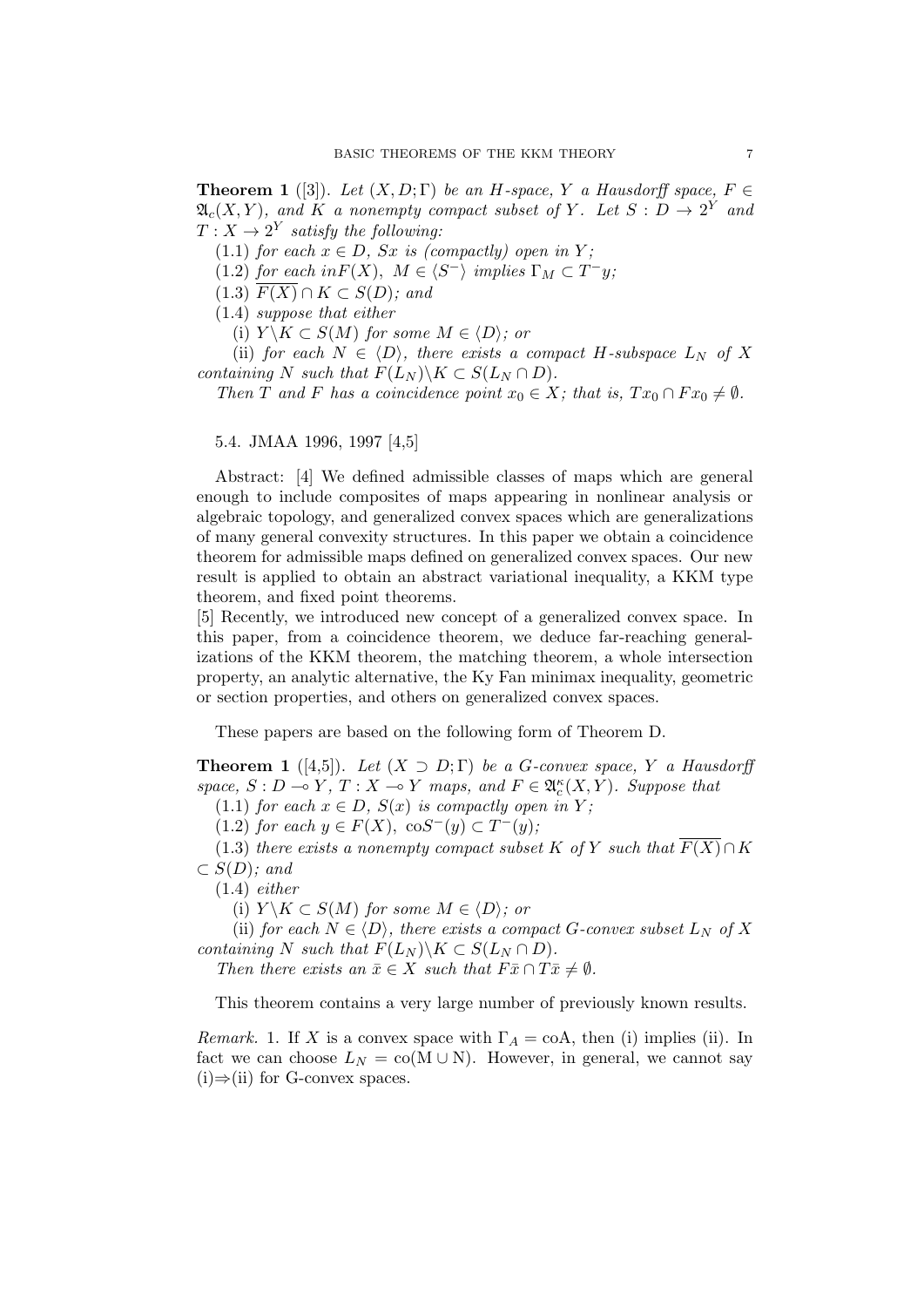**Theorem 1** ([3]). *Let $(X, D; \Gamma)$ be an H-space, $Y$ a Hausdorff space, $F \in \mathfrak{A}_c(X, Y)$, and $K$ a nonempty compact subset of $Y$. Let $S : D \to 2^Y$ and $T : X \to 2^Y$ satisfy the following:*

(1.1) *for each $x \in D$, $Sx$ is (compactly) open in $Y$;*

(1.2) *for each $in F(X)$, $M \in \langle S^- \rangle$ implies $\Gamma_M \subset T^- y$;*

(1.3) *$\overline{F(X)} \cap K \subset S(D)$; and*

(1.4) *suppose that either*

(i) *$Y \backslash K \subset S(M)$ for some $M \in \langle D \rangle$; or*

(ii) *for each $N \in \langle D \rangle$, there exists a compact H-subspace $L_N$ of $X$ containing $N$ such that $F(L_N) \backslash K \subset S(L_N \cap D)$.*

*Then $T$ and $F$ has a coincidence point $x_0 \in X$; that is, $Tx_0 \cap Fx_0 \neq \emptyset$.*

5.4. JMAA 1996, 1997 [4,5]

Abstract: [4] We defined admissible classes of maps which are general enough to include composites of maps appearing in nonlinear analysis or algebraic topology, and generalized convex spaces which are generalizations of many general convexity structures. In this paper we obtain a coincidence theorem for admissible maps defined on generalized convex spaces. Our new result is applied to obtain an abstract variational inequality, a KKM type theorem, and fixed point theorems.

[5] Recently, we introduced new concept of a generalized convex space. In this paper, from a coincidence theorem, we deduce far-reaching generalizations of the KKM theorem, the matching theorem, a whole intersection property, an analytic alternative, the Ky Fan minimax inequality, geometric or section properties, and others on generalized convex spaces.

These papers are based on the following form of Theorem D.

**Theorem 1** ([4,5]). *Let $(X \supset D; \Gamma)$ be a G-convex space, $Y$ a Hausdorff space, $S : D \multimap Y$, $T : X \multimap Y$ maps, and $F \in \mathfrak{A}_c^\kappa(X, Y)$. Suppose that*

(1.1) *for each $x \in D$, $S(x)$ is compactly open in $Y$;*

(1.2) *for each $y \in F(X)$, $\mathrm{co}S^-(y) \subset T^-(y)$;*

(1.3) *there exists a nonempty compact subset $K$ of $Y$ such that $\overline{F(X)} \cap K \subset S(D)$; and*

(1.4) *either*

(i) *$Y \backslash K \subset S(M)$ for some $M \in \langle D \rangle$; or*

(ii) *for each $N \in \langle D \rangle$, there exists a compact G-convex subset $L_N$ of $X$ containing $N$ such that $F(L_N) \backslash K \subset S(L_N \cap D)$.*

*Then there exists an $\bar{x} \in X$ such that $F\bar{x} \cap T\bar{x} \neq \emptyset$.*

This theorem contains a very large number of previously known results.

*Remark.* 1. If $X$ is a convex space with $\Gamma_A = \mathrm{coA}$, then (i) implies (ii). In fact we can choose $L_N = \mathrm{co}(\mathrm{M} \cup \mathrm{N})$. However, in general, we cannot say (i)$\Rightarrow$(ii) for G-convex spaces.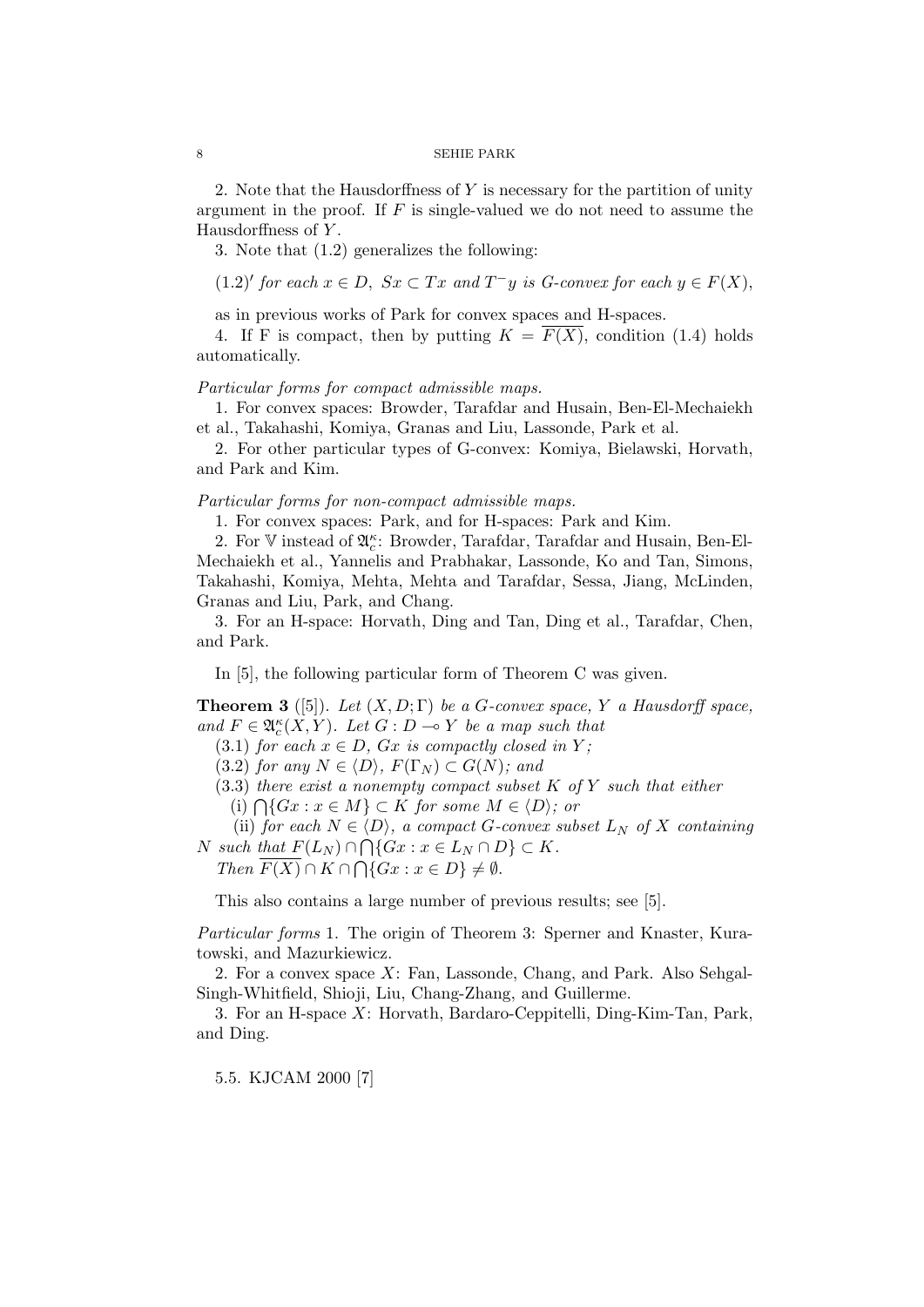2. Note that the Hausdorffness of $Y$ is necessary for the partition of unity argument in the proof. If $F$ is single-valued we do not need to assume the Hausdorffness of $Y$.

3. Note that (1.2) generalizes the following:

$(1.2)'$ *for each* $x \in D$*,* $Sx \subset Tx$ *and* $T^{-}y$ *is G-convex for each* $y \in F(X)$*,*

as in previous works of Park for convex spaces and H-spaces.

4. If F is compact, then by putting $K = \overline{F(X)}$, condition (1.4) holds automatically.

*Particular forms for compact admissible maps.*

1. For convex spaces: Browder, Tarafdar and Husain, Ben-El-Mechaiekh et al., Takahashi, Komiya, Granas and Liu, Lassonde, Park et al.

2. For other particular types of G-convex: Komiya, Bielawski, Horvath, and Park and Kim.

*Particular forms for non-compact admissible maps.*

1. For convex spaces: Park, and for H-spaces: Park and Kim.

2. For $\mathbb{V}$ instead of $\mathfrak{A}_c^\kappa$: Browder, Tarafdar, Tarafdar and Husain, Ben-El-Mechaiekh et al., Yannelis and Prabhakar, Lassonde, Ko and Tan, Simons, Takahashi, Komiya, Mehta, Mehta and Tarafdar, Sessa, Jiang, McLinden, Granas and Liu, Park, and Chang.

3. For an H-space: Horvath, Ding and Tan, Ding et al., Tarafdar, Chen, and Park.

In [5], the following particular form of Theorem C was given.

**Theorem 3** ([5]). *Let* $(X, D; \Gamma)$ *be a G-convex space,* $Y$ *a Hausdorff space, and* $F \in \mathfrak{A}_c^\kappa(X, Y)$*. Let* $G : D \multimap Y$ *be a map such that*

(3.1) *for each* $x \in D$*,* $Gx$ *is compactly closed in* $Y$*;*

(3.2) *for any* $N \in \langle D \rangle$*,* $F(\Gamma_N) \subset G(N)$*; and*

(3.3) *there exist a nonempty compact subset* $K$ *of* $Y$ *such that either*

(i) $\bigcap\{Gx : x \in M\} \subset K$ *for some* $M \in \langle D \rangle$*; or*

(ii) *for each* $N \in \langle D \rangle$*, a compact G-convex subset* $L_N$ *of* $X$ *containing* $N$ *such that* $\overline{F(L_N)} \cap \bigcap\{Gx : x \in L_N \cap D\} \subset K$*.*

*Then* $\overline{F(X)} \cap K \cap \bigcap\{Gx : x \in D\} \neq \emptyset$*.*

This also contains a large number of previous results; see [5].

*Particular forms* 1. The origin of Theorem 3: Sperner and Knaster, Kuratowski, and Mazurkiewicz.

2. For a convex space $X$: Fan, Lassonde, Chang, and Park. Also Sehgal-Singh-Whitfield, Shioji, Liu, Chang-Zhang, and Guillerme.

3. For an H-space $X$: Horvath, Bardaro-Ceppitelli, Ding-Kim-Tan, Park, and Ding.

5.5. KJCAM 2000 [7]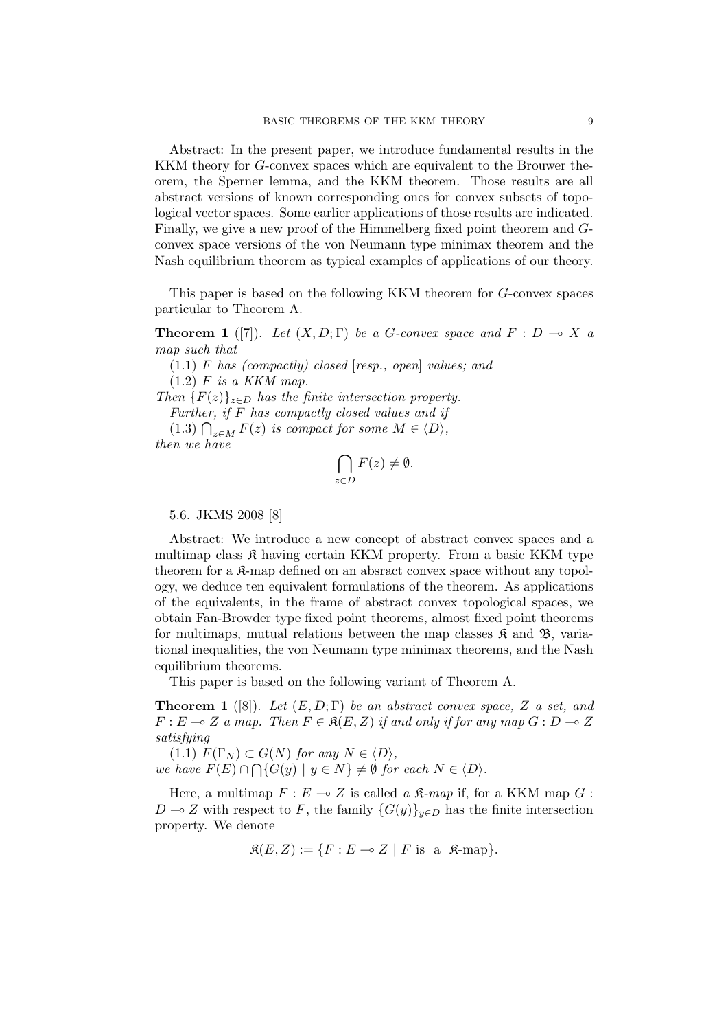Abstract: In the present paper, we introduce fundamental results in the KKM theory for $G$-convex spaces which are equivalent to the Brouwer theorem, the Sperner lemma, and the KKM theorem. Those results are all abstract versions of known corresponding ones for convex subsets of topological vector spaces. Some earlier applications of those results are indicated. Finally, we give a new proof of the Himmelberg fixed point theorem and $G$-convex space versions of the von Neumann type minimax theorem and the Nash equilibrium theorem as typical examples of applications of our theory.

This paper is based on the following KKM theorem for $G$-convex spaces particular to Theorem A.

**Theorem 1** ([7]). *Let $(X, D; \Gamma)$ be a $G$-convex space and $F : D \multimap X$ a map such that*

*(1.1) $F$ has (compactly) closed [resp., open] values; and*

*(1.2) $F$ is a KKM map.*

*Then $\{F(z)\}_{z \in D}$ has the finite intersection property.*

*Further, if $F$ has compactly closed values and if*

*(1.3) $\bigcap_{z \in M} F(z)$ is compact for some $M \in \langle D \rangle$,*

*then we have*

$$\bigcap_{z \in D} F(z) \neq \emptyset.$$

5.6. JKMS 2008 [8]

Abstract: We introduce a new concept of abstract convex spaces and a multimap class $\mathfrak{K}$ having certain KKM property. From a basic KKM type theorem for a $\mathfrak{K}$-map defined on an absract convex space without any topology, we deduce ten equivalent formulations of the theorem. As applications of the equivalents, in the frame of abstract convex topological spaces, we obtain Fan-Browder type fixed point theorems, almost fixed point theorems for multimaps, mutual relations between the map classes $\mathfrak{K}$ and $\mathfrak{B}$, variational inequalities, the von Neumann type minimax theorems, and the Nash equilibrium theorems.

This paper is based on the following variant of Theorem A.

**Theorem 1** ([8]). *Let $(E, D; \Gamma)$ be an abstract convex space, $Z$ a set, and $F : E \multimap Z$ a map. Then $F \in \mathfrak{K}(E, Z)$ if and only if for any map $G : D \multimap Z$ satisfying*

*(1.1) $F(\Gamma_N) \subset G(N)$ for any $N \in \langle D \rangle$,*

*we have $F(E) \cap \bigcap \{G(y) \mid y \in N\} \neq \emptyset$ for each $N \in \langle D \rangle$.*

Here, a multimap $F : E \multimap Z$ is called *a $\mathfrak{K}$-map* if, for a KKM map $G : D \multimap Z$ with respect to $F$, the family $\{G(y)\}_{y \in D}$ has the finite intersection property. We denote

$$\mathfrak{K}(E, Z) := \{F : E \multimap Z \mid F \text{ is a } \mathfrak{K}\text{-map}\}.$$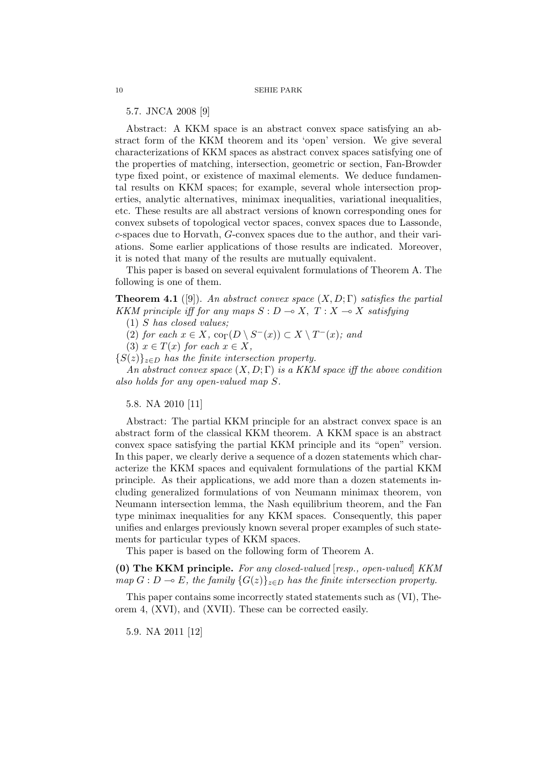### 5.7. JNCA 2008 [9]

Abstract: A KKM space is an abstract convex space satisfying an abstract form of the KKM theorem and its 'open' version. We give several characterizations of KKM spaces as abstract convex spaces satisfying one of the properties of matching, intersection, geometric or section, Fan-Browder type fixed point, or existence of maximal elements. We deduce fundamental results on KKM spaces; for example, several whole intersection properties, analytic alternatives, minimax inequalities, variational inequalities, etc. These results are all abstract versions of known corresponding ones for convex subsets of topological vector spaces, convex spaces due to Lassonde, $c$-spaces due to Horvath, $G$-convex spaces due to the author, and their variations. Some earlier applications of those results are indicated. Moreover, it is noted that many of the results are mutually equivalent.

This paper is based on several equivalent formulations of Theorem A. The following is one of them.

**Theorem 4.1** ([9]). *An abstract convex space $(X, D; \Gamma)$ satisfies the partial KKM principle iff for any maps $S : D \multimap X,\ T : X \multimap X$ satisfying*

*(1) $S$ has closed values;*

*(2) for each $x \in X$, $\mathrm{co}_\Gamma(D \setminus S^-(x)) \subset X \setminus T^-(x)$; and*

*(3) $x \in T(x)$ for each $x \in X$,*

*$\{S(z)\}_{z \in D}$ has the finite intersection property.*

*An abstract convex space $(X, D; \Gamma)$ is a KKM space iff the above condition also holds for any open-valued map $S$.*

### 5.8. NA 2010 [11]

Abstract: The partial KKM principle for an abstract convex space is an abstract form of the classical KKM theorem. A KKM space is an abstract convex space satisfying the partial KKM principle and its "open" version. In this paper, we clearly derive a sequence of a dozen statements which characterize the KKM spaces and equivalent formulations of the partial KKM principle. As their applications, we add more than a dozen statements including generalized formulations of von Neumann minimax theorem, von Neumann intersection lemma, the Nash equilibrium theorem, and the Fan type minimax inequalities for any KKM spaces. Consequently, this paper unifies and enlarges previously known several proper examples of such statements for particular types of KKM spaces.

This paper is based on the following form of Theorem A.

**(0) The KKM principle.** *For any closed-valued* [*resp., open-valued*] *KKM map $G : D \multimap E$, the family $\{G(z)\}_{z \in D}$ has the finite intersection property.*

This paper contains some incorrectly stated statements such as (VI), Theorem 4, (XVI), and (XVII). These can be corrected easily.

### 5.9. NA 2011 [12]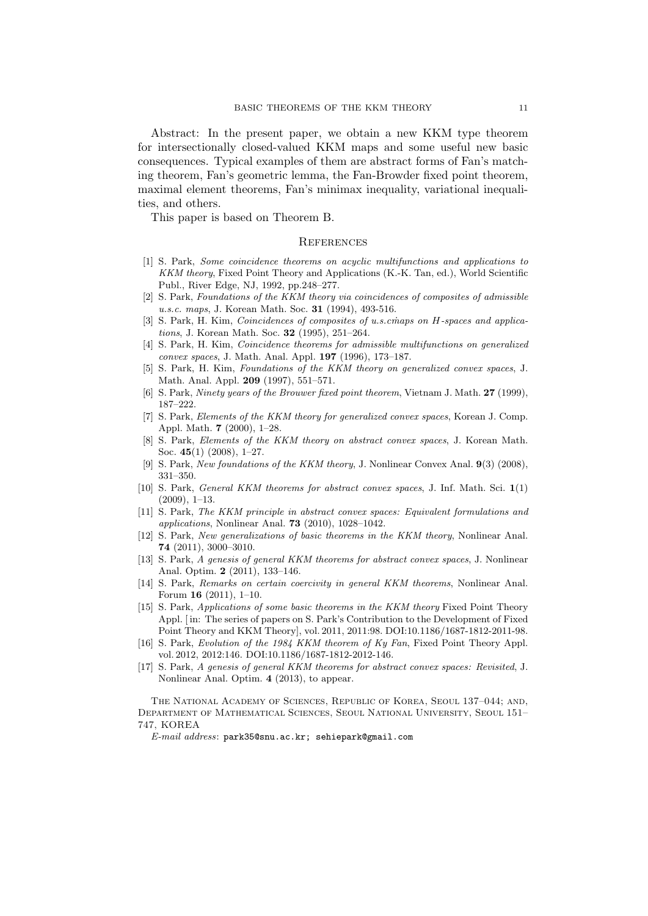Abstract: In the present paper, we obtain a new KKM type theorem for intersectionally closed-valued KKM maps and some useful new basic consequences. Typical examples of them are abstract forms of Fan's matching theorem, Fan's geometric lemma, the Fan-Browder fixed point theorem, maximal element theorems, Fan's minimax inequality, variational inequalities, and others.

This paper is based on Theorem B.

## References

[1] S. Park, *Some coincidence theorems on acyclic multifunctions and applications to KKM theory*, Fixed Point Theory and Applications (K.-K. Tan, ed.), World Scientific Publ., River Edge, NJ, 1992, pp.248–277.

[2] S. Park, *Foundations of the KKM theory via coincidences of composites of admissible u.s.c. maps*, J. Korean Math. Soc. **31** (1994), 493-516.

[3] S. Park, H. Kim, *Coincidences of composites of u.s.c̀maps on H-spaces and applications*, J. Korean Math. Soc. **32** (1995), 251–264.

[4] S. Park, H. Kim, *Coincidence theorems for admissible multifunctions on generalized convex spaces*, J. Math. Anal. Appl. **197** (1996), 173–187.

[5] S. Park, H. Kim, *Foundations of the KKM theory on generalized convex spaces*, J. Math. Anal. Appl. **209** (1997), 551–571.

[6] S. Park, *Ninety years of the Brouwer fixed point theorem*, Vietnam J. Math. **27** (1999), 187–222.

[7] S. Park, *Elements of the KKM theory for generalized convex spaces*, Korean J. Comp. Appl. Math. **7** (2000), 1–28.

[8] S. Park, *Elements of the KKM theory on abstract convex spaces*, J. Korean Math. Soc. **45**(1) (2008), 1–27.

[9] S. Park, *New foundations of the KKM theory*, J. Nonlinear Convex Anal. **9**(3) (2008), 331–350.

[10] S. Park, *General KKM theorems for abstract convex spaces*, J. Inf. Math. Sci. **1**(1) (2009), 1–13.

[11] S. Park, *The KKM principle in abstract convex spaces: Equivalent formulations and applications*, Nonlinear Anal. **73** (2010), 1028–1042.

[12] S. Park, *New generalizations of basic theorems in the KKM theory*, Nonlinear Anal. **74** (2011), 3000–3010.

[13] S. Park, *A genesis of general KKM theorems for abstract convex spaces*, J. Nonlinear Anal. Optim. **2** (2011), 133–146.

[14] S. Park, *Remarks on certain coercivity in general KKM theorems*, Nonlinear Anal. Forum **16** (2011), 1–10.

[15] S. Park, *Applications of some basic theorems in the KKM theory* Fixed Point Theory Appl. [in: The series of papers on S. Park's Contribution to the Development of Fixed Point Theory and KKM Theory], vol. 2011, 2011:98. DOI:10.1186/1687-1812-2011-98.

[16] S. Park, *Evolution of the 1984 KKM theorem of Ky Fan*, Fixed Point Theory Appl. vol. 2012, 2012:146. DOI:10.1186/1687-1812-2012-146.

[17] S. Park, *A genesis of general KKM theorems for abstract convex spaces: Revisited*, J. Nonlinear Anal. Optim. **4** (2013), to appear.

The National Academy of Sciences, Republic of Korea, Seoul 137–044; and, Department of Mathematical Sciences, Seoul National University, Seoul 151–747, KOREA

*E-mail address*: park35@snu.ac.kr; sehiepark@gmail.com